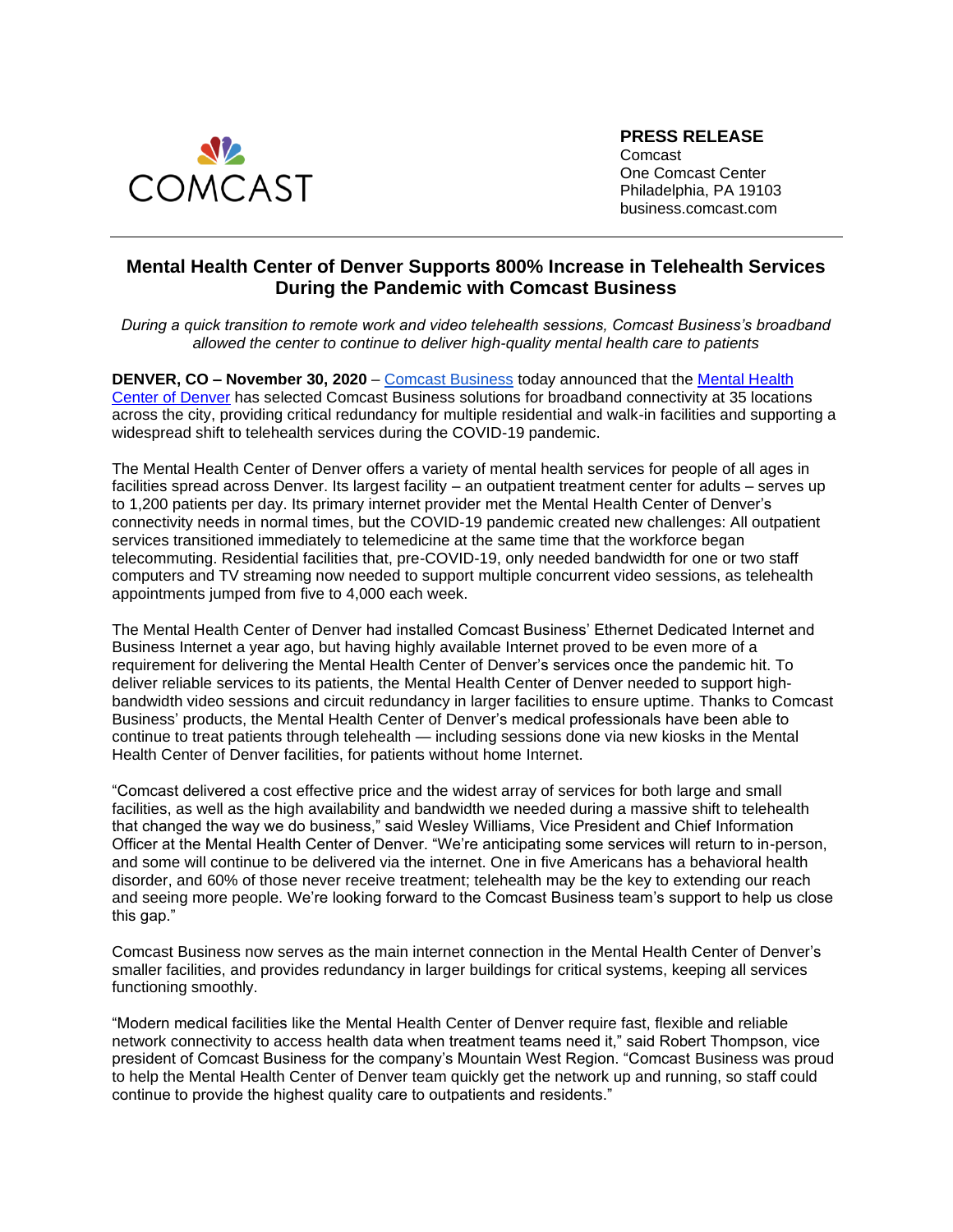**PRESS RELEASE**
Comcast
One Comcast Center
Philadelphia, PA 19103
business.comcast.com

# Mental Health Center of Denver Supports 800% Increase in Telehealth Services During the Pandemic with Comcast Business

*During a quick transition to remote work and video telehealth sessions, Comcast Business's broadband allowed the center to continue to deliver high-quality mental health care to patients*

**DENVER, CO – November 30, 2020** – Comcast Business today announced that the Mental Health Center of Denver has selected Comcast Business solutions for broadband connectivity at 35 locations across the city, providing critical redundancy for multiple residential and walk-in facilities and supporting a widespread shift to telehealth services during the COVID-19 pandemic.

The Mental Health Center of Denver offers a variety of mental health services for people of all ages in facilities spread across Denver. Its largest facility – an outpatient treatment center for adults – serves up to 1,200 patients per day. Its primary internet provider met the Mental Health Center of Denver's connectivity needs in normal times, but the COVID-19 pandemic created new challenges: All outpatient services transitioned immediately to telemedicine at the same time that the workforce began telecommuting. Residential facilities that, pre-COVID-19, only needed bandwidth for one or two staff computers and TV streaming now needed to support multiple concurrent video sessions, as telehealth appointments jumped from five to 4,000 each week.

The Mental Health Center of Denver had installed Comcast Business' Ethernet Dedicated Internet and Business Internet a year ago, but having highly available Internet proved to be even more of a requirement for delivering the Mental Health Center of Denver's services once the pandemic hit. To deliver reliable services to its patients, the Mental Health Center of Denver needed to support high-bandwidth video sessions and circuit redundancy in larger facilities to ensure uptime. Thanks to Comcast Business' products, the Mental Health Center of Denver's medical professionals have been able to continue to treat patients through telehealth — including sessions done via new kiosks in the Mental Health Center of Denver facilities, for patients without home Internet.

"Comcast delivered a cost effective price and the widest array of services for both large and small facilities, as well as the high availability and bandwidth we needed during a massive shift to telehealth that changed the way we do business," said Wesley Williams, Vice President and Chief Information Officer at the Mental Health Center of Denver. "We're anticipating some services will return to in-person, and some will continue to be delivered via the internet. One in five Americans has a behavioral health disorder, and 60% of those never receive treatment; telehealth may be the key to extending our reach and seeing more people. We're looking forward to the Comcast Business team's support to help us close this gap."

Comcast Business now serves as the main internet connection in the Mental Health Center of Denver's smaller facilities, and provides redundancy in larger buildings for critical systems, keeping all services functioning smoothly.

"Modern medical facilities like the Mental Health Center of Denver require fast, flexible and reliable network connectivity to access health data when treatment teams need it," said Robert Thompson, vice president of Comcast Business for the company's Mountain West Region. "Comcast Business was proud to help the Mental Health Center of Denver team quickly get the network up and running, so staff could continue to provide the highest quality care to outpatients and residents."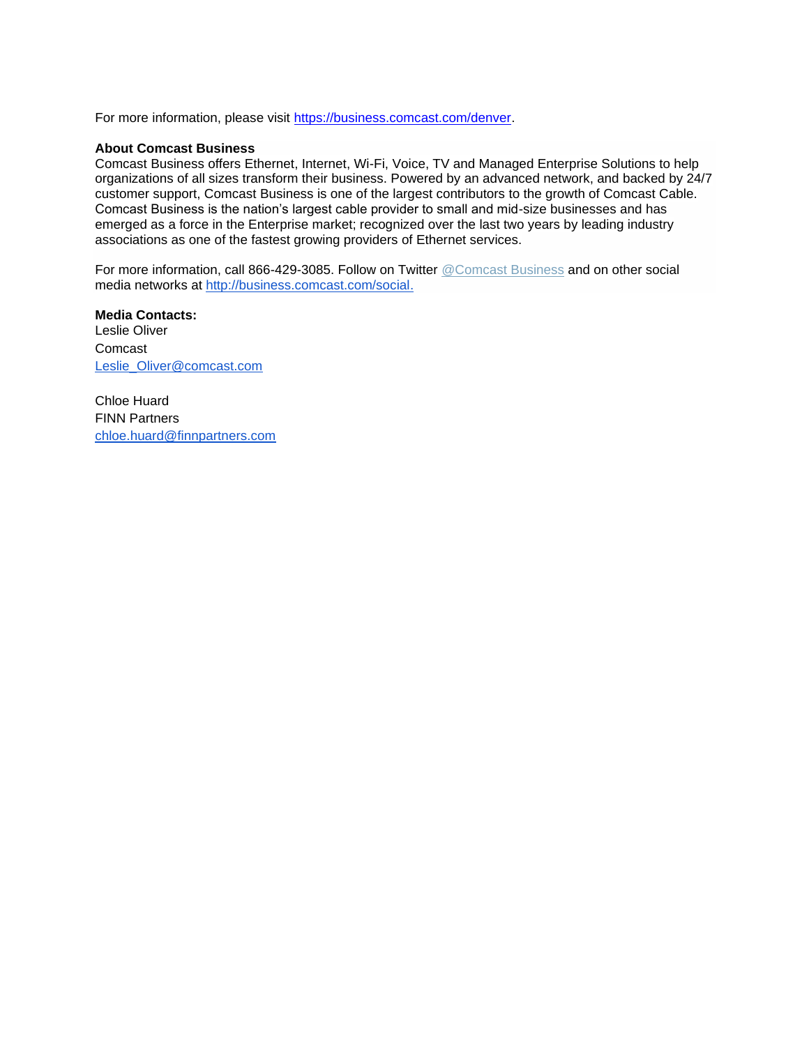For more information, please visit https://business.comcast.com/denver.

**About Comcast Business**
Comcast Business offers Ethernet, Internet, Wi-Fi, Voice, TV and Managed Enterprise Solutions to help organizations of all sizes transform their business. Powered by an advanced network, and backed by 24/7 customer support, Comcast Business is one of the largest contributors to the growth of Comcast Cable. Comcast Business is the nation's largest cable provider to small and mid-size businesses and has emerged as a force in the Enterprise market; recognized over the last two years by leading industry associations as one of the fastest growing providers of Ethernet services.

For more information, call 866-429-3085. Follow on Twitter @Comcast Business and on other social media networks at http://business.comcast.com/social.

**Media Contacts:**
Leslie Oliver
Comcast
Leslie_Oliver@comcast.com

Chloe Huard
FINN Partners
chloe.huard@finnpartners.com